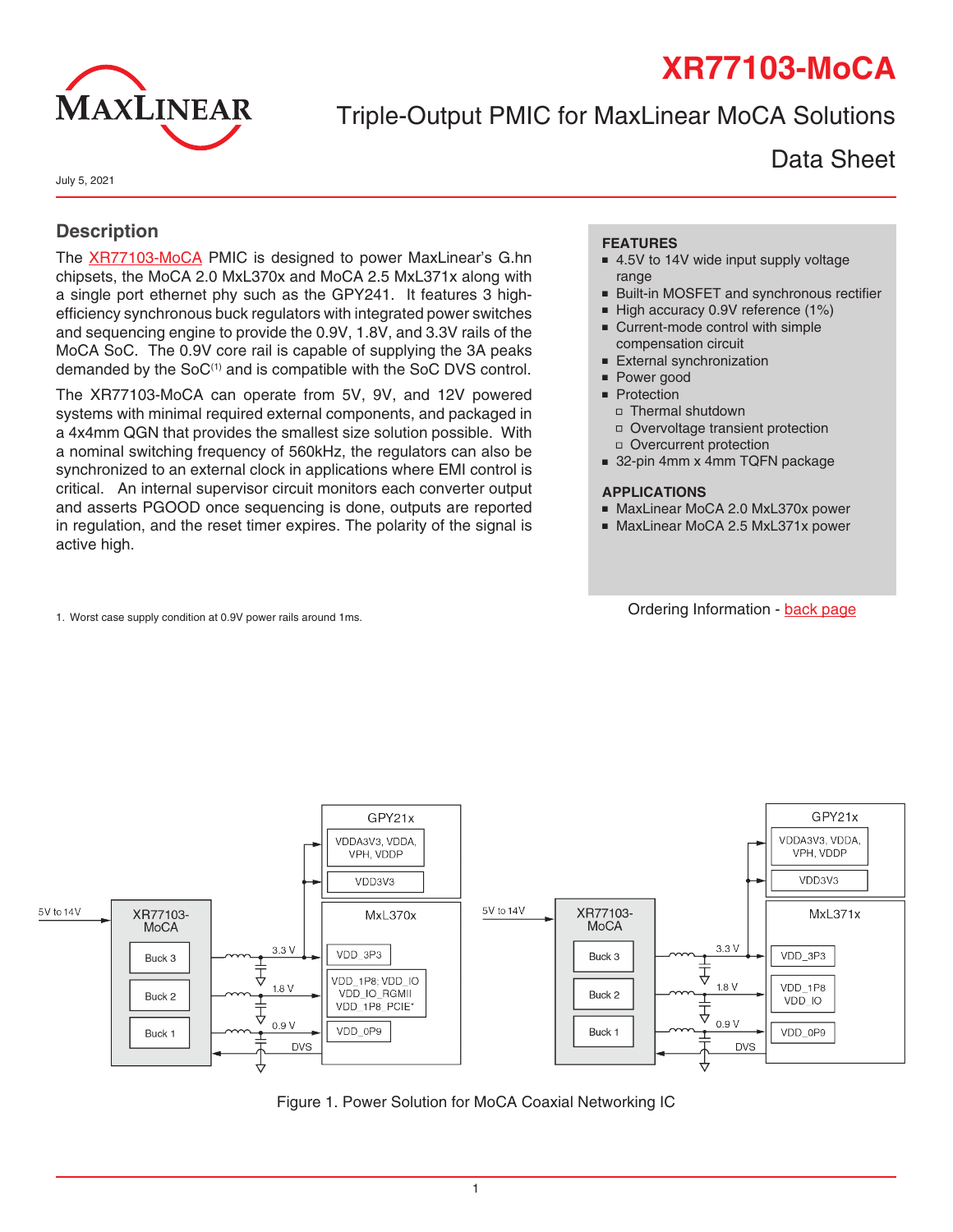# XR77103-MoCA

## Triple-Output PMIC for MaxLinear MoCA Solutions

Data Sheet

July 5, 2021

## Description

The XR77103-MoCA PMIC is designed to power MaxLinear's G.hn chipsets, the MoCA 2.0 MxL370x and MoCA 2.5 MxL371x along with a single port ethernet phy such as the GPY241. It features 3 high-efficiency synchronous buck regulators with integrated power switches and sequencing engine to provide the 0.9V, 1.8V, and 3.3V rails of the MoCA SoC. The 0.9V core rail is capable of supplying the 3A peaks demanded by the SoC[1] and is compatible with the SoC DVS control.

The XR77103-MoCA can operate from 5V, 9V, and 12V powered systems with minimal required external components, and packaged in a 4x4mm QGN that provides the smallest size solution possible. With a nominal switching frequency of 560kHz, the regulators can also be synchronized to an external clock in applications where EMI control is critical. An internal supervisor circuit monitors each converter output and asserts PGOOD once sequencing is done, outputs are reported in regulation, and the reset timer expires. The polarity of the signal is active high.

1. Worst case supply condition at 0.9V power rails around 1ms.

## FEATURES

- 4.5V to 14V wide input supply voltage range
- Built-in MOSFET and synchronous rectifier
- High accuracy 0.9V reference (1%)
- Current-mode control with simple compensation circuit
- External synchronization
- Power good
- Protection
  - Thermal shutdown
  - Overvoltage transient protection
  - Overcurrent protection
- 32-pin 4mm x 4mm TQFN package

## APPLICATIONS

- MaxLinear MoCA 2.0 MxL370x power
- MaxLinear MoCA 2.5 MxL371x power

Ordering Information - back page

Figure 1. Power Solution for MoCA Coaxial Networking IC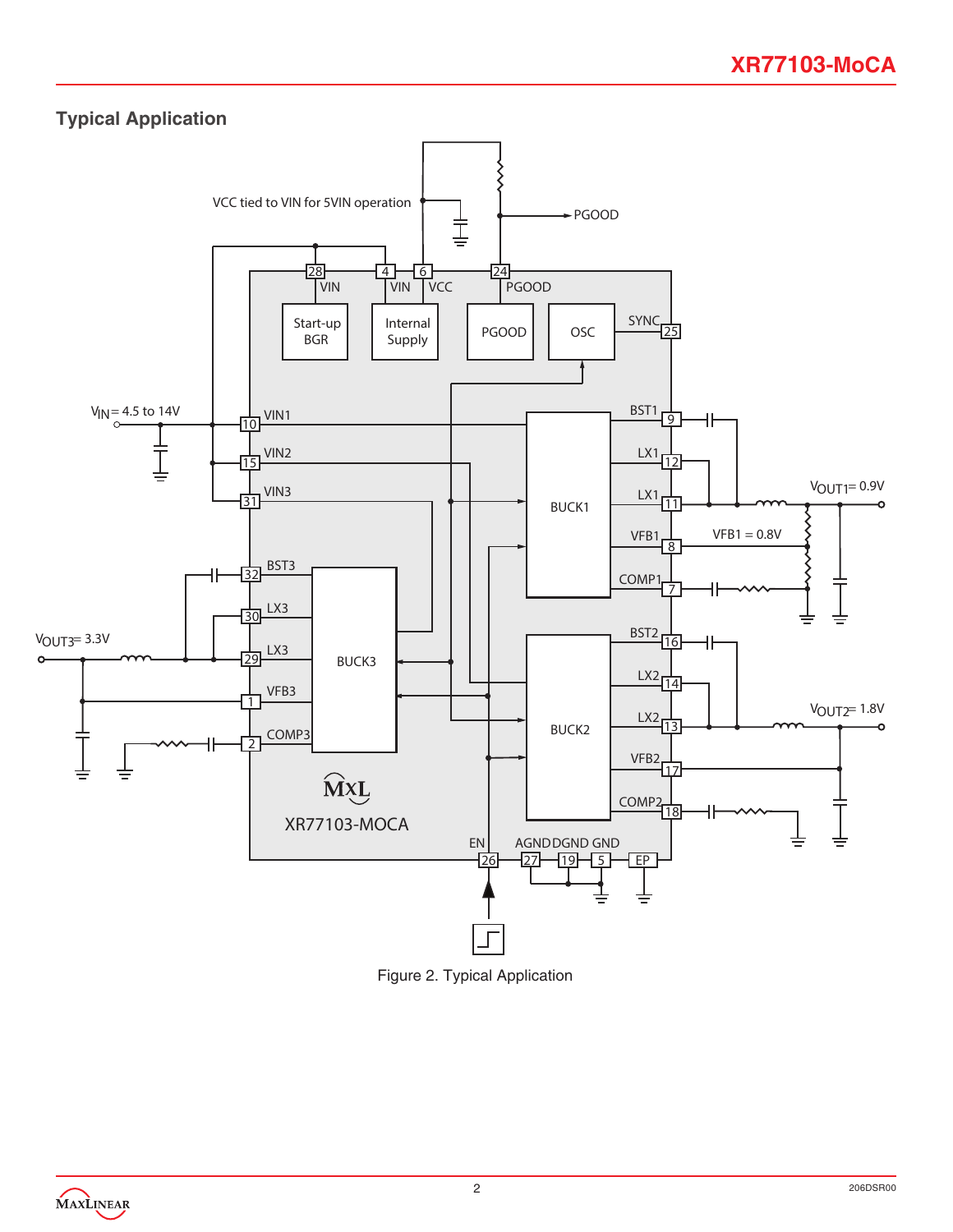## Typical Application

Figure 2. Typical Application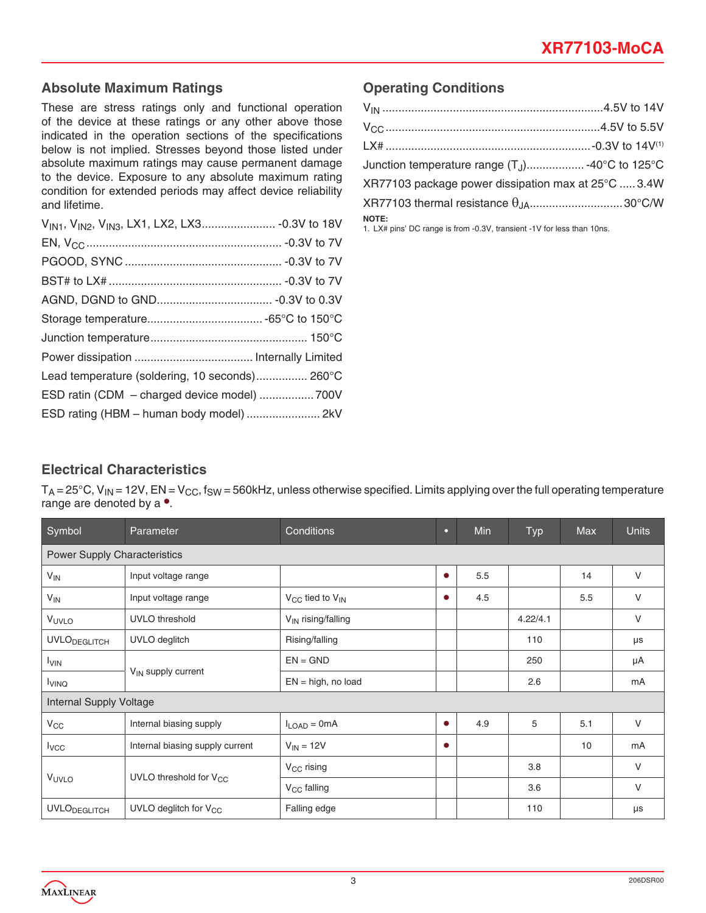## Absolute Maximum Ratings

These are stress ratings only and functional operation of the device at these ratings or any other above those indicated in the operation sections of the specifications below is not implied. Stresses beyond those listed under absolute maximum ratings may cause permanent damage to the device. Exposure to any absolute maximum rating condition for extended periods may affect device reliability and lifetime.

$V_{IN1}$, $V_{IN2}$, $V_{IN3}$, LX1, LX2, LX3 .......................... -0.3V to 18V
EN, $V_{CC}$ .......................... -0.3V to 7V
PGOOD, SYNC .......................... -0.3V to 7V
BST# to LX# .......................... -0.3V to 7V
AGND, DGND to GND .......................... -0.3V to 0.3V
Storage temperature .......................... -65°C to 150°C
Junction temperature .......................... 150°C
Power dissipation .......................... Internally Limited
Lead temperature (soldering, 10 seconds) .......................... 260°C
ESD ratin (CDM – charged device model) .......................... 700V
ESD rating (HBM – human body model) .......................... 2kV

## Operating Conditions

$V_{IN}$ .......................... 4.5V to 14V
$V_{CC}$ .......................... 4.5V to 5.5V
LX# .......................... -0.3V to 14V(1)
Junction temperature range ($T_J$) .......................... -40°C to 125°C
XR77103 package power dissipation max at 25°C .......................... 3.4W
XR77103 thermal resistance $\theta_{JA}$ .......................... 30°C/W

**NOTE:**
1. LX# pins' DC range is from -0.3V, transient -1V for less than 10ns.

## Electrical Characteristics

$T_A = 25°C$, $V_{IN} = 12V$, $EN = V_{CC}$, $f_{SW} = 560kHz$, unless otherwise specified. Limits applying over the full operating temperature range are denoted by a •.

| Symbol | Parameter | Conditions | • | Min | Typ | Max | Units |
|---|---|---|---|---|---|---|---|
| **Power Supply Characteristics** | | | | | | | |
| $V_{IN}$ | Input voltage range | | • | 5.5 | | 14 | V |
| $V_{IN}$ | Input voltage range | $V_{CC}$ tied to $V_{IN}$ | • | 4.5 | | 5.5 | V |
| $V_{UVLO}$ | UVLO threshold | $V_{IN}$ rising/falling | | | 4.22/4.1 | | V |
| $UVLO_{DEGLITCH}$ | UVLO deglitch | Rising/falling | | | 110 | | µs |
| $I_{VIN}$ | $V_{IN}$ supply current | EN = GND | | | 250 | | µA |
| $I_{VINQ}$ | | EN = high, no load | | | 2.6 | | mA |
| **Internal Supply Voltage** | | | | | | | |
| $V_{CC}$ | Internal biasing supply | $I_{LOAD} = 0mA$ | • | 4.9 | 5 | 5.1 | V |
| $I_{VCC}$ | Internal biasing supply current | $V_{IN} = 12V$ | • | | | 10 | mA |
| $V_{UVLO}$ | UVLO threshold for $V_{CC}$ | $V_{CC}$ rising | | | 3.8 | | V |
| | | $V_{CC}$ falling | | | 3.6 | | V |
| $UVLO_{DEGLITCH}$ | UVLO deglitch for $V_{CC}$ | Falling edge | | | 110 | | µs |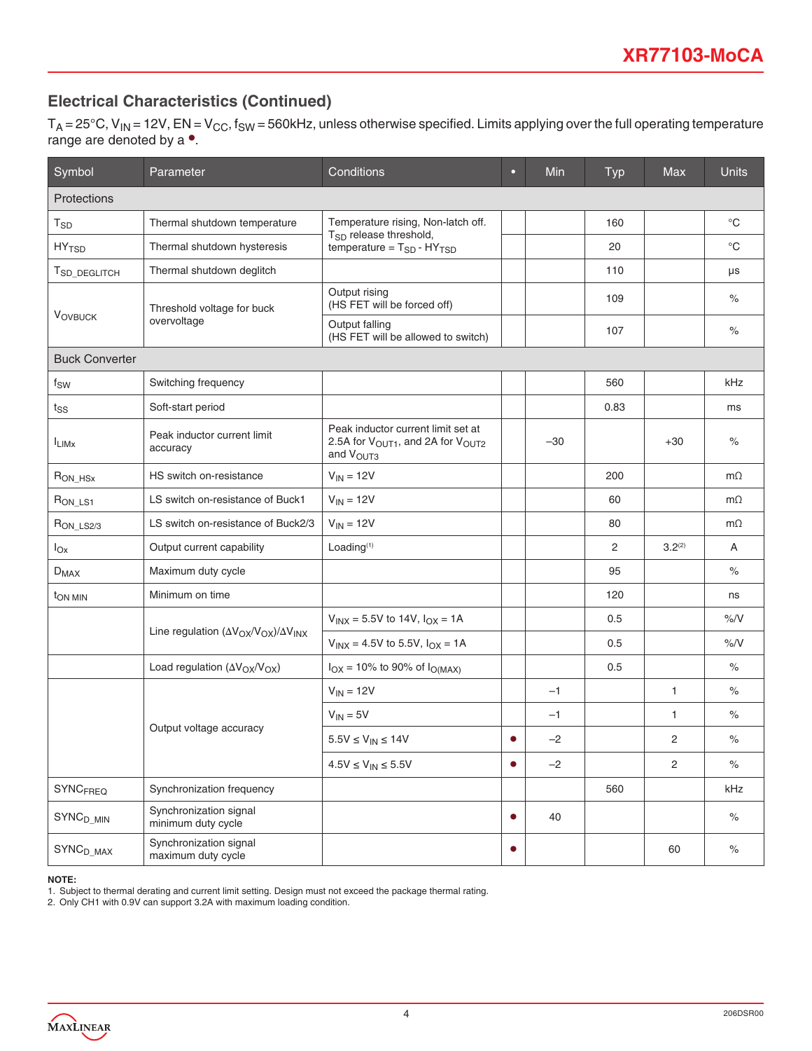## Electrical Characteristics (Continued)

$T_A = 25°C$, $V_{IN} = 12V$, $EN = V_{CC}$, $f_{SW} = 560kHz$, unless otherwise specified. Limits applying over the full operating temperature range are denoted by a •.

| Symbol | Parameter | Conditions | • | Min | Typ | Max | Units |
|---|---|---|---|---|---|---|---|
| **Protections** | | | | | | | |
| $T_{SD}$ | Thermal shutdown temperature | Temperature rising, Non-latch off. $T_{SD}$ release threshold, temperature = $T_{SD}$ - $HY_{TSD}$ | | | 160 | | °C |
| $HY_{TSD}$ | Thermal shutdown hysteresis | | | | 20 | | °C |
| $T_{SD\_DEGLITCH}$ | Thermal shutdown deglitch | | | | 110 | | μs |
| $V_{OVBUCK}$ | Threshold voltage for buck overvoltage | Output rising (HS FET will be forced off) | | | 109 | | % |
| | | Output falling (HS FET will be allowed to switch) | | | 107 | | % |
| **Buck Converter** | | | | | | | |
| $f_{SW}$ | Switching frequency | | | | 560 | | kHz |
| $t_{SS}$ | Soft-start period | | | | 0.83 | | ms |
| $I_{LIMx}$ | Peak inductor current limit accuracy | Peak inductor current limit set at 2.5A for $V_{OUT1}$, and 2A for $V_{OUT2}$ and $V_{OUT3}$ | | –30 | | +30 | % |
| $R_{ON\_HSx}$ | HS switch on-resistance | $V_{IN} = 12V$ | | | 200 | | mΩ |
| $R_{ON\_LS1}$ | LS switch on-resistance of Buck1 | $V_{IN} = 12V$ | | | 60 | | mΩ |
| $R_{ON\_LS2/3}$ | LS switch on-resistance of Buck2/3 | $V_{IN} = 12V$ | | | 80 | | mΩ |
| $I_{Ox}$ | Output current capability | Loading[1] | | | 2 | 3.2[2] | A |
| $D_{MAX}$ | Maximum duty cycle | | | | 95 | | % |
| $t_{ON\ MIN}$ | Minimum on time | | | | 120 | | ns |
| | Line regulation $(\Delta V_{OX}/V_{OX})/\Delta V_{INX}$ | $V_{INX} = 5.5V$ to $14V$, $I_{OX} = 1A$ | | | 0.5 | | %/V |
| | | $V_{INX} = 4.5V$ to $5.5V$, $I_{OX} = 1A$ | | | 0.5 | | %/V |
| | Load regulation $(\Delta V_{OX}/V_{OX})$ | $I_{OX}$ = 10% to 90% of $I_{O(MAX)}$ | | | 0.5 | | % |
| | Output voltage accuracy | $V_{IN} = 12V$ | | –1 | | 1 | % |
| | | $V_{IN} = 5V$ | | –1 | | 1 | % |
| | | $5.5V \le V_{IN} \le 14V$ | • | –2 | | 2 | % |
| | | $4.5V \le V_{IN} \le 5.5V$ | • | –2 | | 2 | % |
| $SYNC_{FREQ}$ | Synchronization frequency | | | | 560 | | kHz |
| $SYNC_{D\_MIN}$ | Synchronization signal minimum duty cycle | | • | 40 | | | % |
| $SYNC_{D\_MAX}$ | Synchronization signal maximum duty cycle | | • | | | 60 | % |

**NOTE:**

1. Subject to thermal derating and current limit setting. Design must not exceed the package thermal rating.
2. Only CH1 with 0.9V can support 3.2A with maximum loading condition.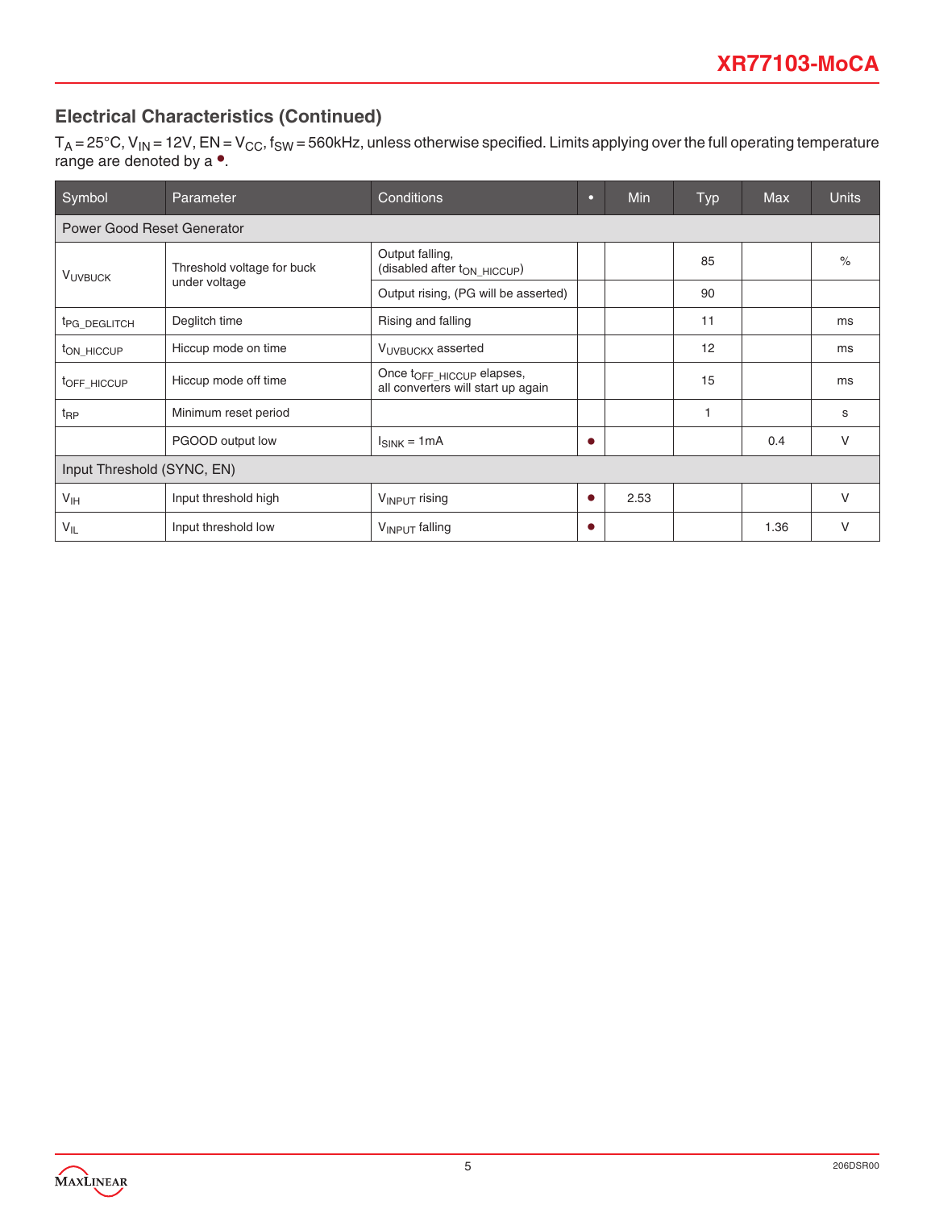## Electrical Characteristics (Continued)

$T_A = 25°C$, $V_{IN} = 12V$, $EN = V_{CC}$, $f_{SW} = 560kHz$, unless otherwise specified. Limits applying over the full operating temperature range are denoted by a •.

| Symbol | Parameter | Conditions | • | Min | Typ | Max | Units |
|---|---|---|---|---|---|---|---|
| **Power Good Reset Generator** | | | | | | | |
| $V_{UVBUCK}$ | Threshold voltage for buck under voltage | Output falling, (disabled after $t_{ON\_HICCUP}$) | | | 85 | | % |
| | | Output rising, (PG will be asserted) | | | 90 | | |
| $t_{PG\_DEGLITCH}$ | Deglitch time | Rising and falling | | | 11 | | ms |
| $t_{ON\_HICCUP}$ | Hiccup mode on time | $V_{UVBUCKX}$ asserted | | | 12 | | ms |
| $t_{OFF\_HICCUP}$ | Hiccup mode off time | Once $t_{OFF\_HICCUP}$ elapses, all converters will start up again | | | 15 | | ms |
| $t_{RP}$ | Minimum reset period | | | | 1 | | s |
| | PGOOD output low | $I_{SINK}$ = 1mA | • | | | 0.4 | V |
| **Input Threshold (SYNC, EN)** | | | | | | | |
| $V_{IH}$ | Input threshold high | $V_{INPUT}$ rising | • | 2.53 | | | V |
| $V_{IL}$ | Input threshold low | $V_{INPUT}$ falling | • | | | 1.36 | V |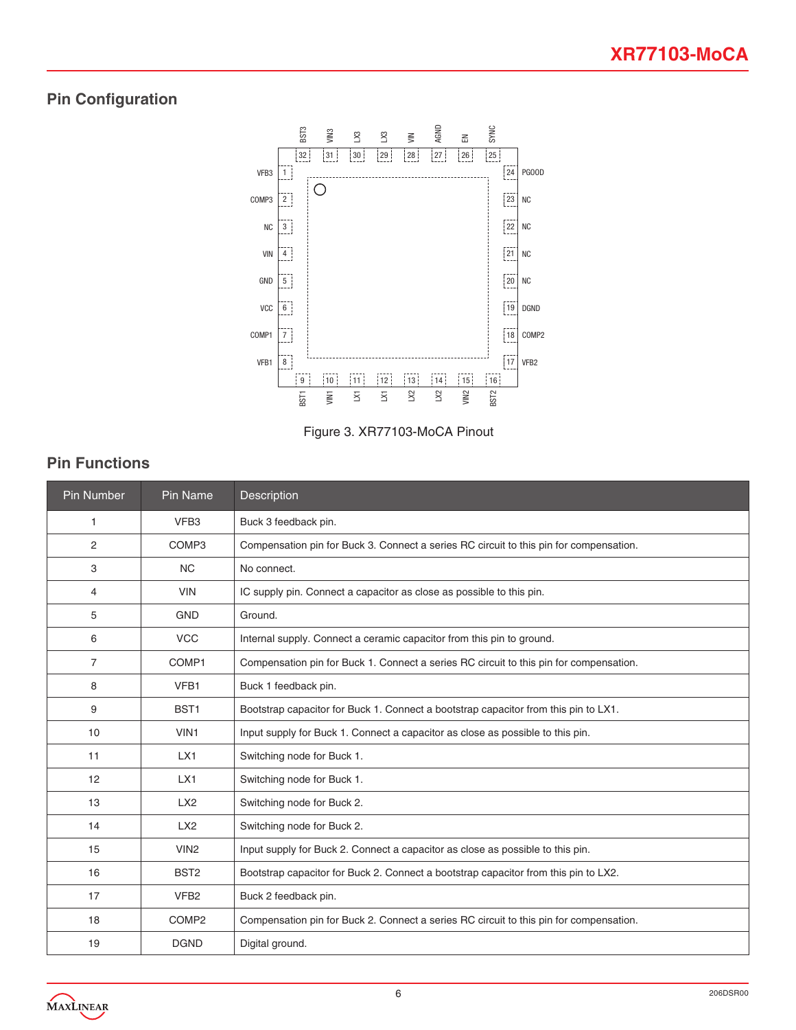## Pin Configuration

Figure 3. XR77103-MoCA Pinout

## Pin Functions

| Pin Number | Pin Name | Description |
|---|---|---|
| 1 | VFB3 | Buck 3 feedback pin. |
| 2 | COMP3 | Compensation pin for Buck 3. Connect a series RC circuit to this pin for compensation. |
| 3 | NC | No connect. |
| 4 | VIN | IC supply pin. Connect a capacitor as close as possible to this pin. |
| 5 | GND | Ground. |
| 6 | VCC | Internal supply. Connect a ceramic capacitor from this pin to ground. |
| 7 | COMP1 | Compensation pin for Buck 1. Connect a series RC circuit to this pin for compensation. |
| 8 | VFB1 | Buck 1 feedback pin. |
| 9 | BST1 | Bootstrap capacitor for Buck 1. Connect a bootstrap capacitor from this pin to LX1. |
| 10 | VIN1 | Input supply for Buck 1. Connect a capacitor as close as possible to this pin. |
| 11 | LX1 | Switching node for Buck 1. |
| 12 | LX1 | Switching node for Buck 1. |
| 13 | LX2 | Switching node for Buck 2. |
| 14 | LX2 | Switching node for Buck 2. |
| 15 | VIN2 | Input supply for Buck 2. Connect a capacitor as close as possible to this pin. |
| 16 | BST2 | Bootstrap capacitor for Buck 2. Connect a bootstrap capacitor from this pin to LX2. |
| 17 | VFB2 | Buck 2 feedback pin. |
| 18 | COMP2 | Compensation pin for Buck 2. Connect a series RC circuit to this pin for compensation. |
| 19 | DGND | Digital ground. |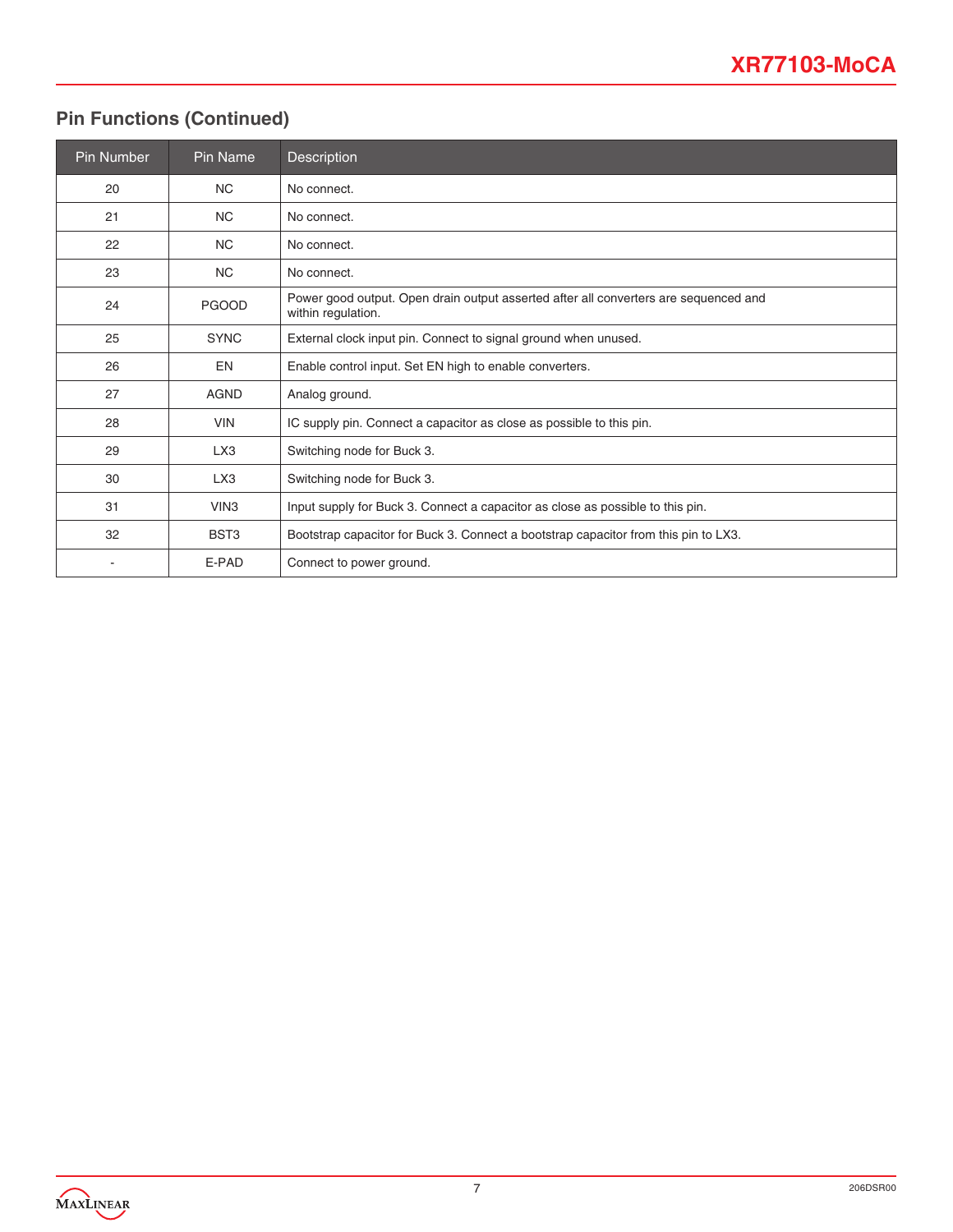## Pin Functions (Continued)

| Pin Number | Pin Name | Description |
|---|---|---|
| 20 | NC | No connect. |
| 21 | NC | No connect. |
| 22 | NC | No connect. |
| 23 | NC | No connect. |
| 24 | PGOOD | Power good output. Open drain output asserted after all converters are sequenced and within regulation. |
| 25 | SYNC | External clock input pin. Connect to signal ground when unused. |
| 26 | EN | Enable control input. Set EN high to enable converters. |
| 27 | AGND | Analog ground. |
| 28 | VIN | IC supply pin. Connect a capacitor as close as possible to this pin. |
| 29 | LX3 | Switching node for Buck 3. |
| 30 | LX3 | Switching node for Buck 3. |
| 31 | VIN3 | Input supply for Buck 3. Connect a capacitor as close as possible to this pin. |
| 32 | BST3 | Bootstrap capacitor for Buck 3. Connect a bootstrap capacitor from this pin to LX3. |
| - | E-PAD | Connect to power ground. |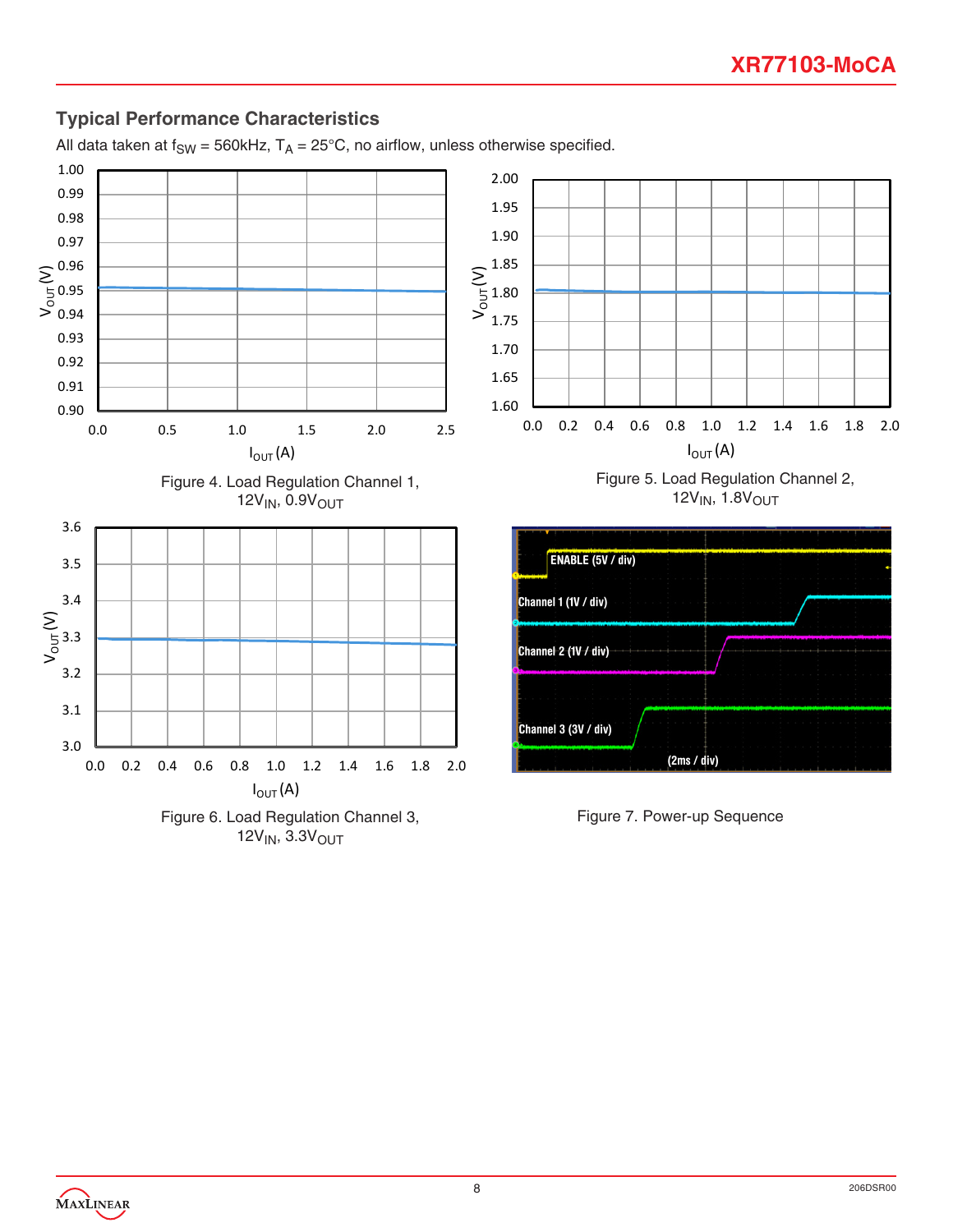## Typical Performance Characteristics

All data taken at $f_{SW}$ = 560kHz, $T_A$ = 25°C, no airflow, unless otherwise specified.

Figure 4. Load Regulation Channel 1, $12V_{IN}$, $0.9V_{OUT}$

Figure 5. Load Regulation Channel 2, $12V_{IN}$, $1.8V_{OUT}$

Figure 6. Load Regulation Channel 3, $12V_{IN}$, $3.3V_{OUT}$

Figure 7. Power-up Sequence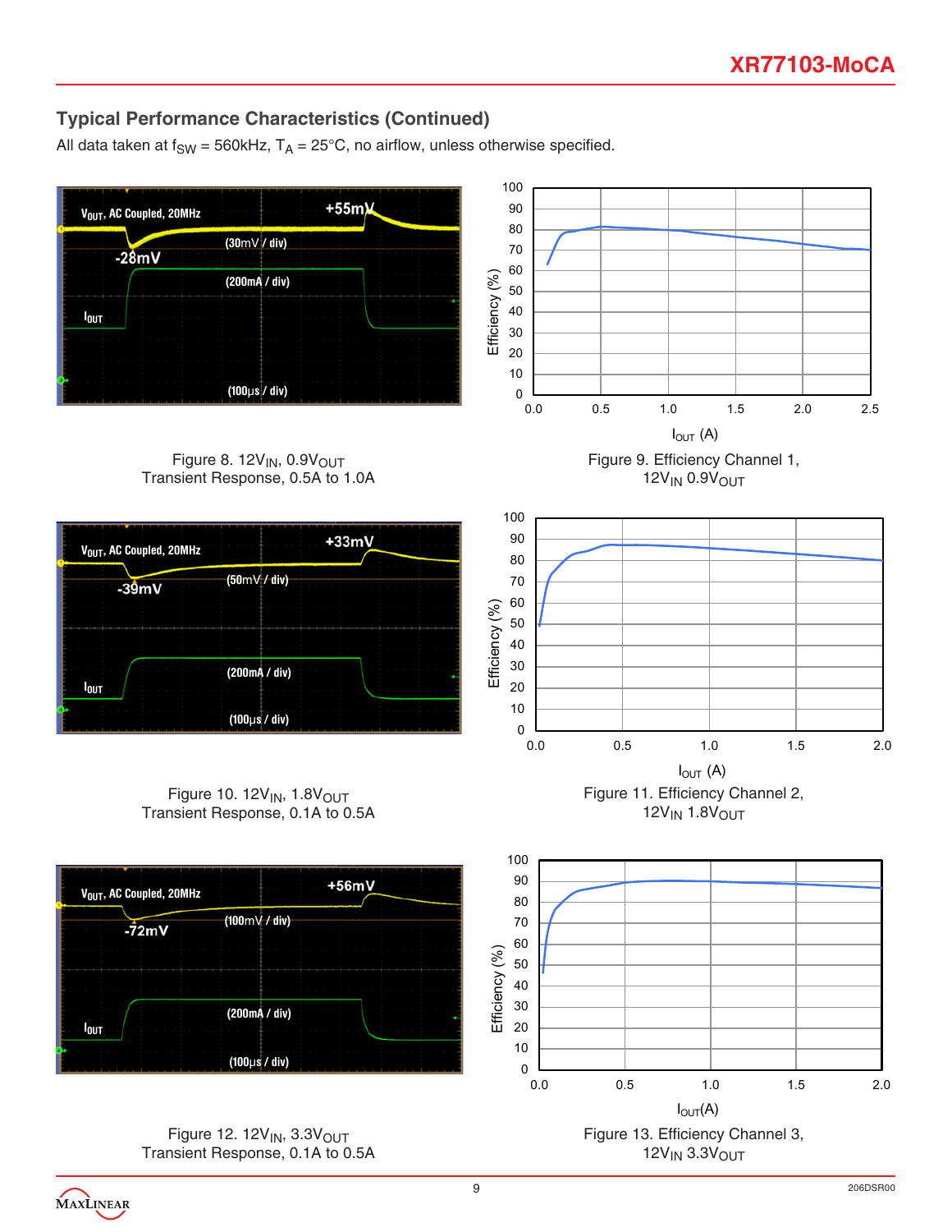## Typical Performance Characteristics (Continued)

All data taken at $f_{SW}$ = 560kHz, $T_A$ = 25°C, no airflow, unless otherwise specified.

Figure 8. $12V_{IN}$, $0.9V_{OUT}$ Transient Response, 0.5A to 1.0A

Figure 9. Efficiency Channel 1, $12V_{IN}$ $0.9V_{OUT}$

Figure 10. $12V_{IN}$, $1.8V_{OUT}$ Transient Response, 0.1A to 0.5A

Figure 11. Efficiency Channel 2, $12V_{IN}$ $1.8V_{OUT}$

Figure 12. $12V_{IN}$, $3.3V_{OUT}$ Transient Response, 0.1A to 0.5A

Figure 13. Efficiency Channel 3, $12V_{IN}$ $3.3V_{OUT}$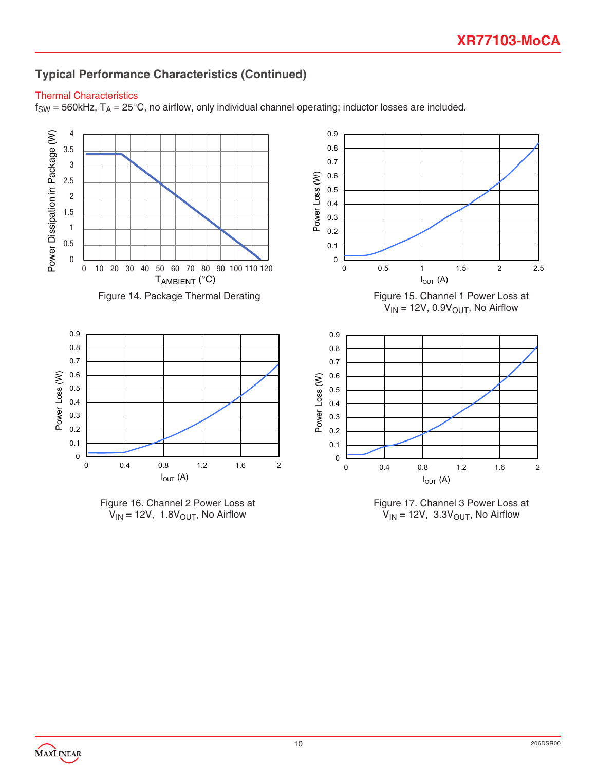## Typical Performance Characteristics (Continued)

### Thermal Characteristics

$f_{SW}$ = 560kHz, $T_A$ = 25°C, no airflow, only individual channel operating; inductor losses are included.

Figure 14. Package Thermal Derating

Figure 15. Channel 1 Power Loss at $V_{IN}$ = 12V, 0.9$V_{OUT}$, No Airflow

Figure 16. Channel 2 Power Loss at $V_{IN}$ = 12V, 1.8$V_{OUT}$, No Airflow

Figure 17. Channel 3 Power Loss at $V_{IN}$ = 12V, 3.3$V_{OUT}$, No Airflow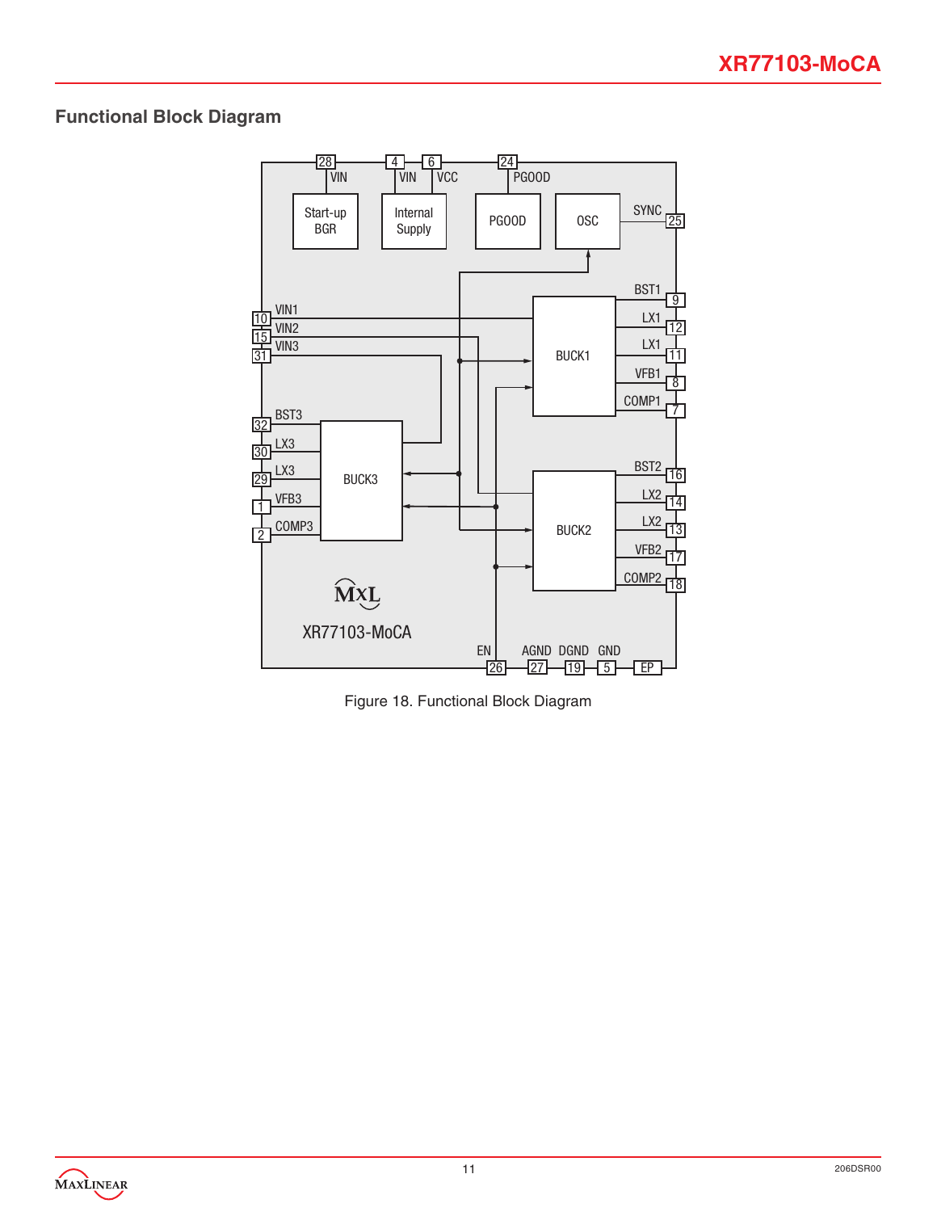## Functional Block Diagram

Figure 18. Functional Block Diagram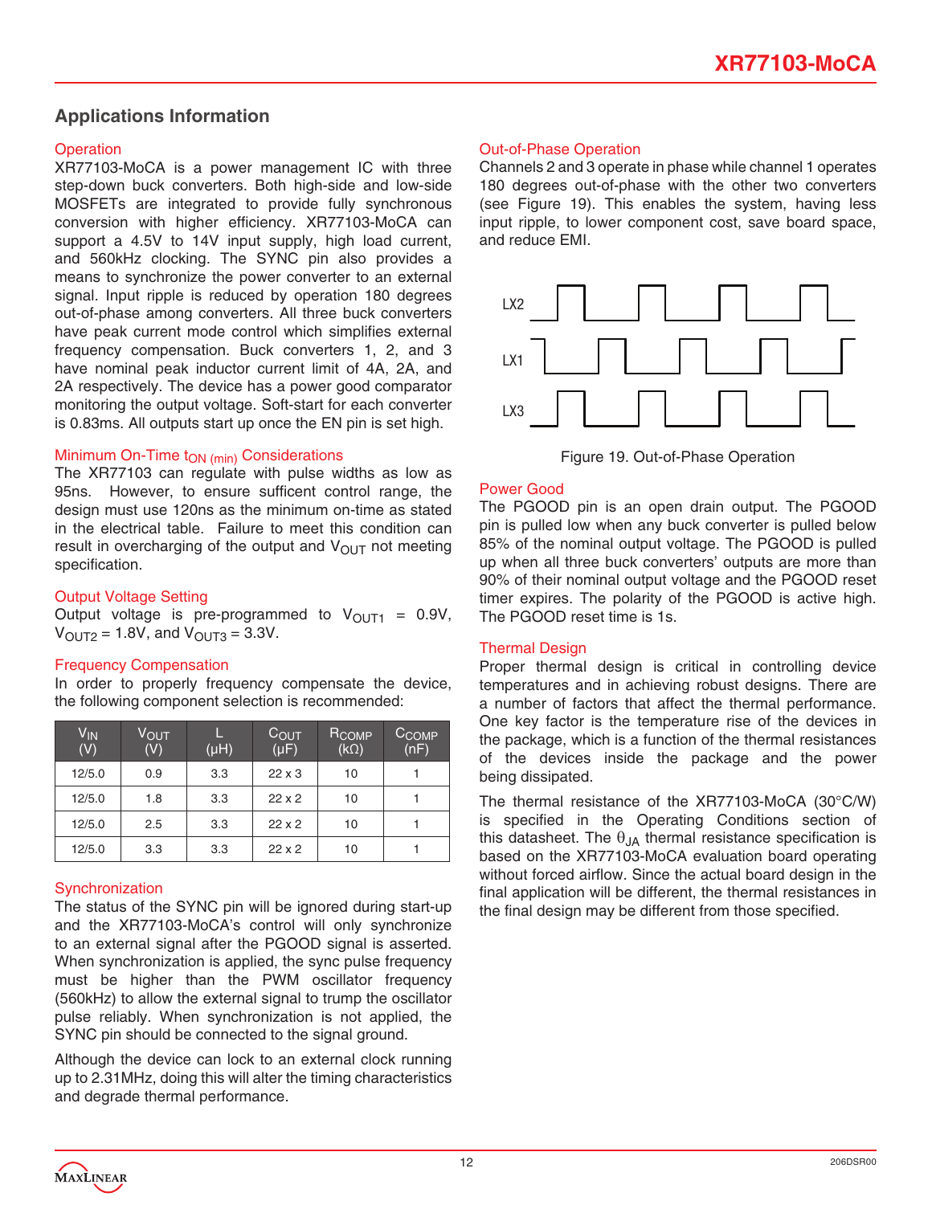## Applications Information

### Operation

XR77103-MoCA is a power management IC with three step-down buck converters. Both high-side and low-side MOSFETs are integrated to provide fully synchronous conversion with higher efficiency. XR77103-MoCA can support a 4.5V to 14V input supply, high load current, and 560kHz clocking. The SYNC pin also provides a means to synchronize the power converter to an external signal. Input ripple is reduced by operation 180 degrees out-of-phase among converters. All three buck converters have peak current mode control which simplifies external frequency compensation. Buck converters 1, 2, and 3 have nominal peak inductor current limit of 4A, 2A, and 2A respectively. The device has a power good comparator monitoring the output voltage. Soft-start for each converter is 0.83ms. All outputs start up once the EN pin is set high.

### Minimum On-Time $t_{ON\ (min)}$ Considerations

The XR77103 can regulate with pulse widths as low as 95ns. However, to ensure sufficent control range, the design must use 120ns as the minimum on-time as stated in the electrical table. Failure to meet this condition can result in overcharging of the output and $V_{OUT}$ not meeting specification.

### Output Voltage Setting

Output voltage is pre-programmed to $V_{OUT1}$ = 0.9V, $V_{OUT2}$ = 1.8V, and $V_{OUT3}$ = 3.3V.

### Frequency Compensation

In order to properly frequency compensate the device, the following component selection is recommended:

| $V_{IN}$ (V) | $V_{OUT}$ (V) | L (µH) | $C_{OUT}$ (µF) | $R_{COMP}$ (kΩ) | $C_{COMP}$ (nF) |
|---|---|---|---|---|---|
| 12/5.0 | 0.9 | 3.3 | 22 x 3 | 10 | 1 |
| 12/5.0 | 1.8 | 3.3 | 22 x 2 | 10 | 1 |
| 12/5.0 | 2.5 | 3.3 | 22 x 2 | 10 | 1 |
| 12/5.0 | 3.3 | 3.3 | 22 x 2 | 10 | 1 |

### Synchronization

The status of the SYNC pin will be ignored during start-up and the XR77103-MoCA's control will only synchronize to an external signal after the PGOOD signal is asserted. When synchronization is applied, the sync pulse frequency must be higher than the PWM oscillator frequency (560kHz) to allow the external signal to trump the oscillator pulse reliably. When synchronization is not applied, the SYNC pin should be connected to the signal ground.

Although the device can lock to an external clock running up to 2.31MHz, doing this will alter the timing characteristics and degrade thermal performance.

### Out-of-Phase Operation

Channels 2 and 3 operate in phase while channel 1 operates 180 degrees out-of-phase with the other two converters (see Figure 19). This enables the system, having less input ripple, to lower component cost, save board space, and reduce EMI.

Figure 19. Out-of-Phase Operation

### Power Good

The PGOOD pin is an open drain output. The PGOOD pin is pulled low when any buck converter is pulled below 85% of the nominal output voltage. The PGOOD is pulled up when all three buck converters' outputs are more than 90% of their nominal output voltage and the PGOOD reset timer expires. The polarity of the PGOOD is active high. The PGOOD reset time is 1s.

### Thermal Design

Proper thermal design is critical in controlling device temperatures and in achieving robust designs. There are a number of factors that affect the thermal performance. One key factor is the temperature rise of the devices in the package, which is a function of the thermal resistances of the devices inside the package and the power being dissipated.

The thermal resistance of the XR77103-MoCA (30°C/W) is specified in the Operating Conditions section of this datasheet. The $\theta_{JA}$ thermal resistance specification is based on the XR77103-MoCA evaluation board operating without forced airflow. Since the actual board design in the final application will be different, the thermal resistances in the final design may be different from those specified.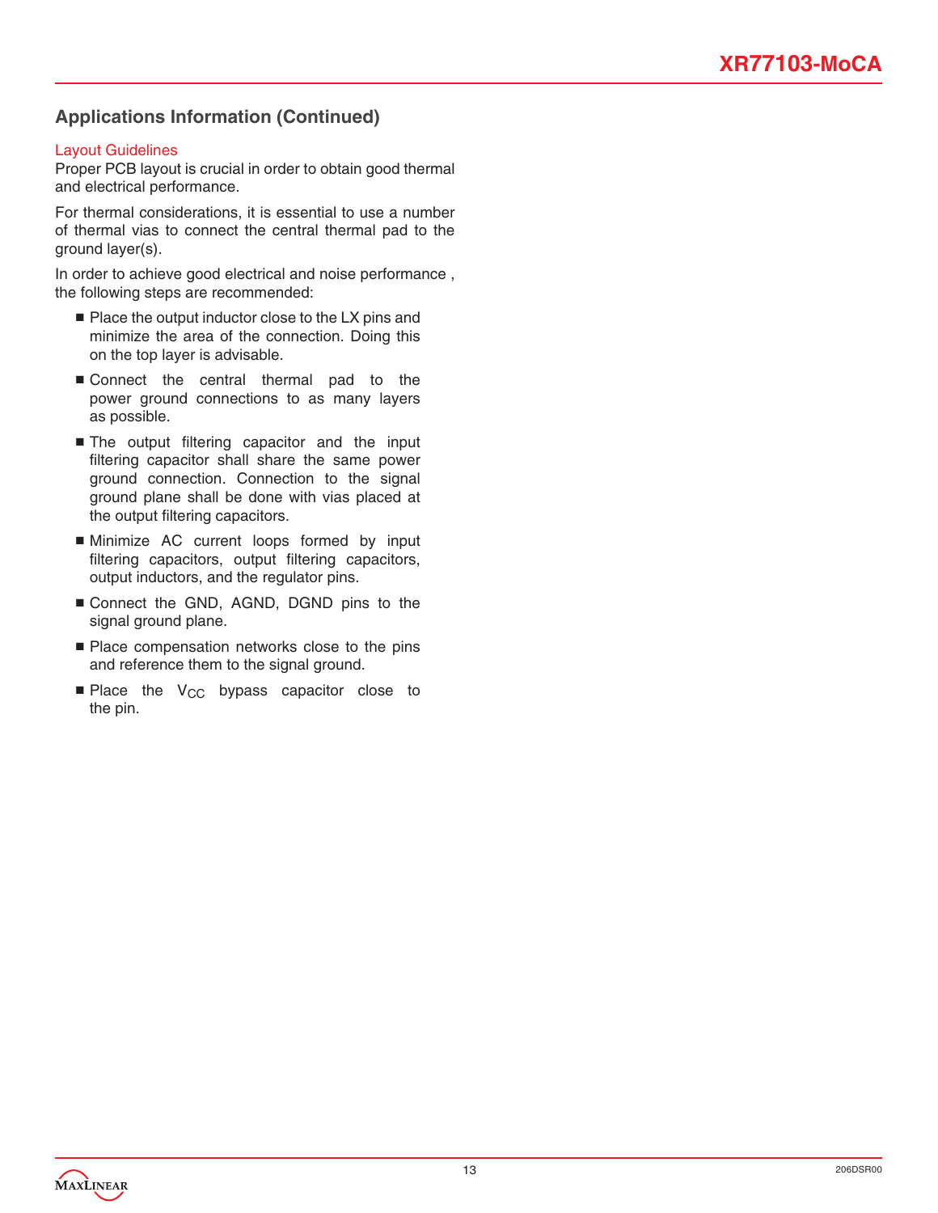## Applications Information (Continued)

### Layout Guidelines

Proper PCB layout is crucial in order to obtain good thermal and electrical performance.

For thermal considerations, it is essential to use a number of thermal vias to connect the central thermal pad to the ground layer(s).

In order to achieve good electrical and noise performance , the following steps are recommended:

- Place the output inductor close to the LX pins and minimize the area of the connection. Doing this on the top layer is advisable.
- Connect the central thermal pad to the power ground connections to as many layers as possible.
- The output filtering capacitor and the input filtering capacitor shall share the same power ground connection. Connection to the signal ground plane shall be done with vias placed at the output filtering capacitors.
- Minimize AC current loops formed by input filtering capacitors, output filtering capacitors, output inductors, and the regulator pins.
- Connect the GND, AGND, DGND pins to the signal ground plane.
- Place compensation networks close to the pins and reference them to the signal ground.
- Place the $V_{CC}$ bypass capacitor close to the pin.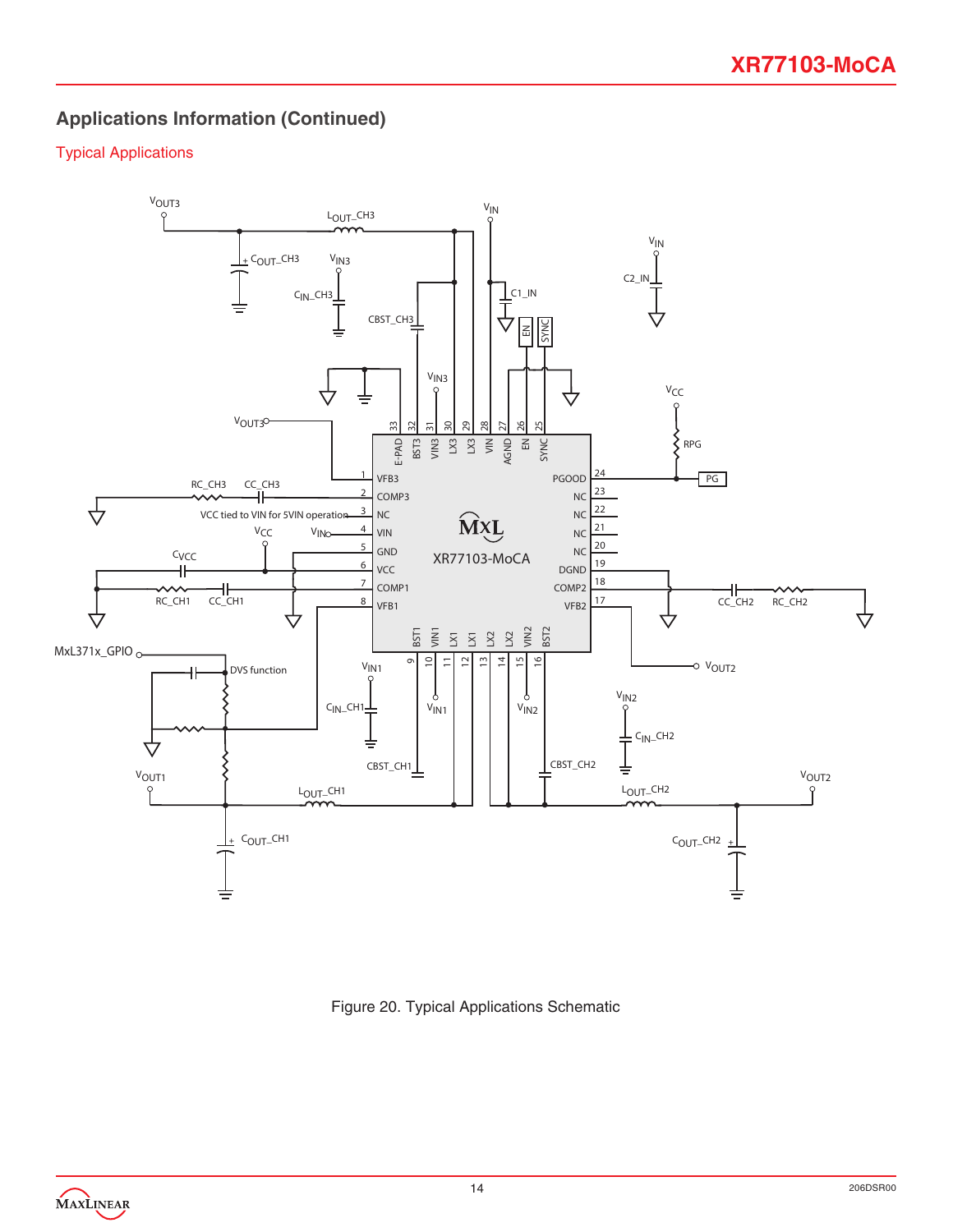## Applications Information (Continued)

### Typical Applications

Figure 20. Typical Applications Schematic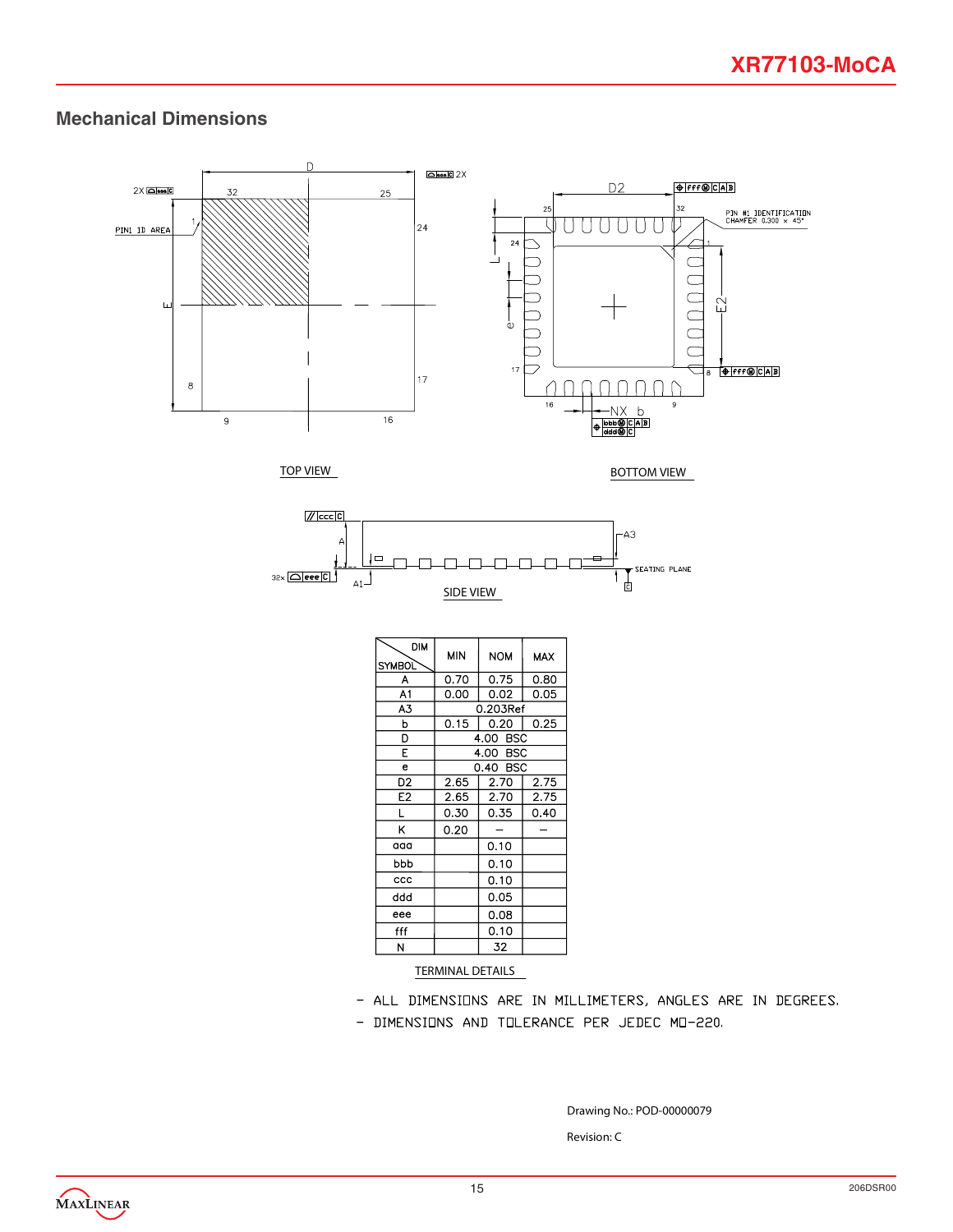## Mechanical Dimensions

TOP VIEW

BOTTOM VIEW

SIDE VIEW

| DIM / SYMBOL | MIN | NOM | MAX |
|---|---|---|---|
| A | 0.70 | 0.75 | 0.80 |
| A1 | 0.00 | 0.02 | 0.05 |
| A3 | 0.203Ref | | |
| b | 0.15 | 0.20 | 0.25 |
| D | 4.00 BSC | | |
| E | 4.00 BSC | | |
| e | 0.40 BSC | | |
| D2 | 2.65 | 2.70 | 2.75 |
| E2 | 2.65 | 2.70 | 2.75 |
| L | 0.30 | 0.35 | 0.40 |
| K | 0.20 | – | – |
| aaa | | 0.10 | |
| bbb | | 0.10 | |
| ccc | | 0.10 | |
| ddd | | 0.05 | |
| eee | | 0.08 | |
| fff | | 0.10 | |
| N | | 32 | |

TERMINAL DETAILS

- ALL DIMENSIONS ARE IN MILLIMETERS, ANGLES ARE IN DEGREES.
- DIMENSIONS AND TOLERANCE PER JEDEC MO-220.

Drawing No.: POD-00000079

Revision: C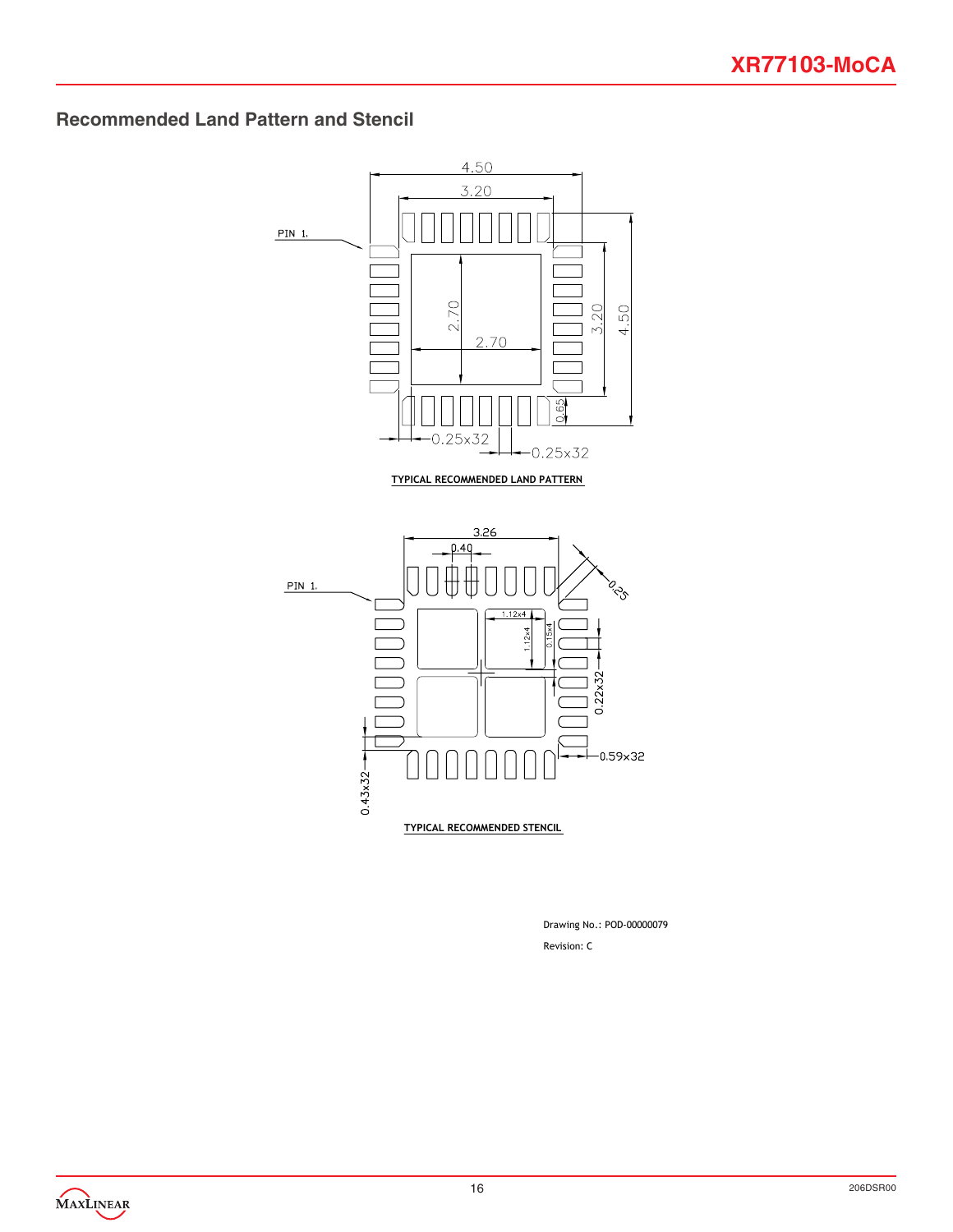## Recommended Land Pattern and Stencil

TYPICAL RECOMMENDED LAND PATTERN

TYPICAL RECOMMENDED STENCIL

Drawing No.: POD-00000079

Revision: C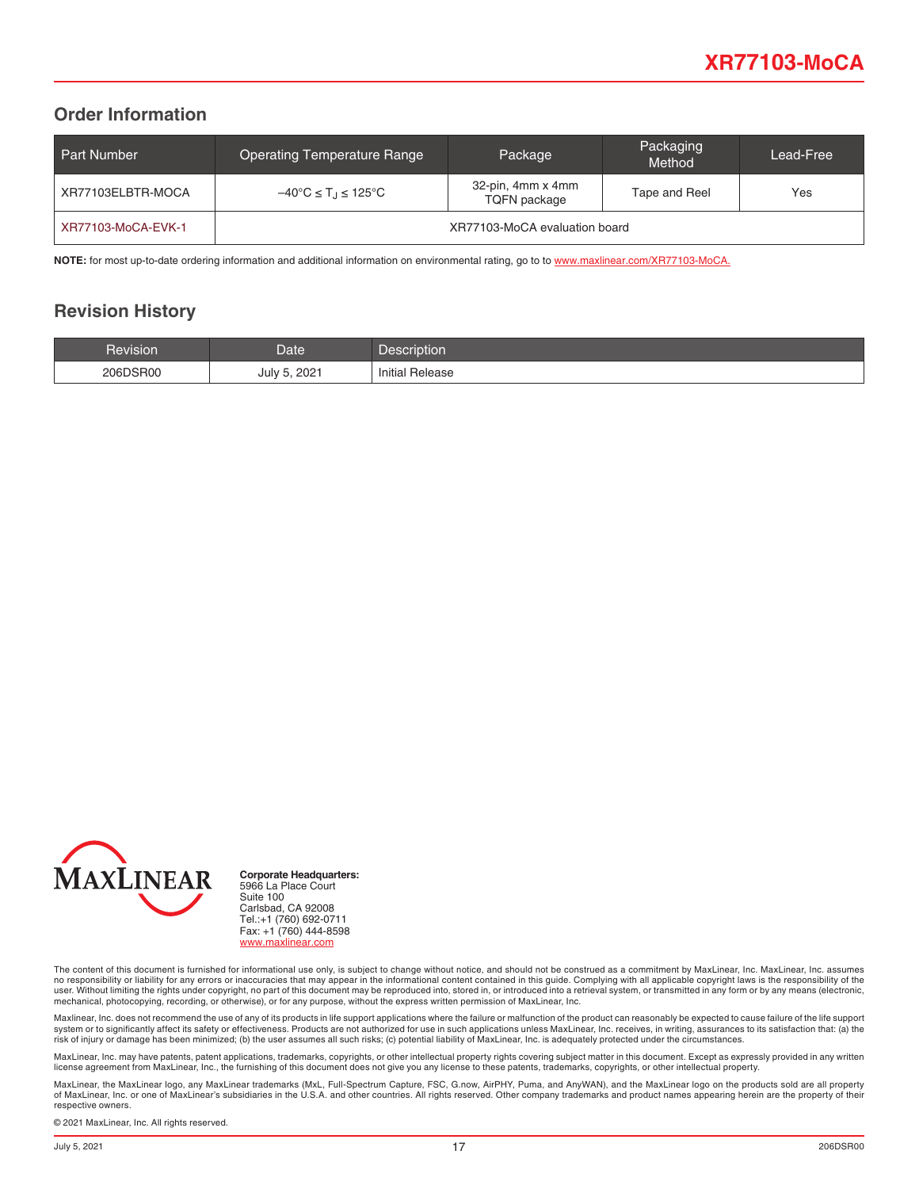## Order Information

| Part Number | Operating Temperature Range | Package | Packaging Method | Lead-Free |
|---|---|---|---|---|
| XR77103ELBTR-MOCA | $-40°C \leq T_J \leq 125°C$ | 32-pin, 4mm x 4mm TQFN package | Tape and Reel | Yes |
| XR77103-MoCA-EVK-1 | XR77103-MoCA evaluation board | | | |

**NOTE:** for most up-to-date ordering information and additional information on environmental rating, go to to www.maxlinear.com/XR77103-MoCA.

## Revision History

| Revision | Date | Description |
|---|---|---|
| 206DSR00 | July 5, 2021 | Initial Release |

**Corporate Headquarters:**
5966 La Place Court
Suite 100
Carlsbad, CA 92008
Tel.:+1 (760) 692-0711
Fax: +1 (760) 444-8598
www.maxlinear.com

The content of this document is furnished for informational use only, is subject to change without notice, and should not be construed as a commitment by MaxLinear, Inc. MaxLinear, Inc. assumes no responsibility or liability for any errors or inaccuracies that may appear in the informational content contained in this guide. Complying with all applicable copyright laws is the responsibility of the user. Without limiting the rights under copyright, no part of this document may be reproduced into, stored in, or introduced into a retrieval system, or transmitted in any form or by any means (electronic, mechanical, photocopying, recording, or otherwise), or for any purpose, without the express written permission of MaxLinear, Inc.

Maxlinear, Inc. does not recommend the use of any of its products in life support applications where the failure or malfunction of the product can reasonably be expected to cause failure of the life support system or to significantly affect its safety or effectiveness. Products are not authorized for use in such applications unless MaxLinear, Inc. receives, in writing, assurances to its satisfaction that: (a) the risk of injury or damage has been minimized; (b) the user assumes all such risks; (c) potential liability of MaxLinear, Inc. is adequately protected under the circumstances.

MaxLinear, Inc. may have patents, patent applications, trademarks, copyrights, or other intellectual property rights covering subject matter in this document. Except as expressly provided in any written license agreement from MaxLinear, Inc., the furnishing of this document does not give you any license to these patents, trademarks, copyrights, or other intellectual property.

MaxLinear, the MaxLinear logo, any MaxLinear trademarks (MxL, Full-Spectrum Capture, FSC, G.now, AirPHY, Puma, and AnyWAN), and the MaxLinear logo on the products sold are all property of MaxLinear, Inc. or one of MaxLinear's subsidiaries in the U.S.A. and other countries. All rights reserved. Other company trademarks and product names appearing herein are the property of their respective owners.

© 2021 MaxLinear, Inc. All rights reserved.